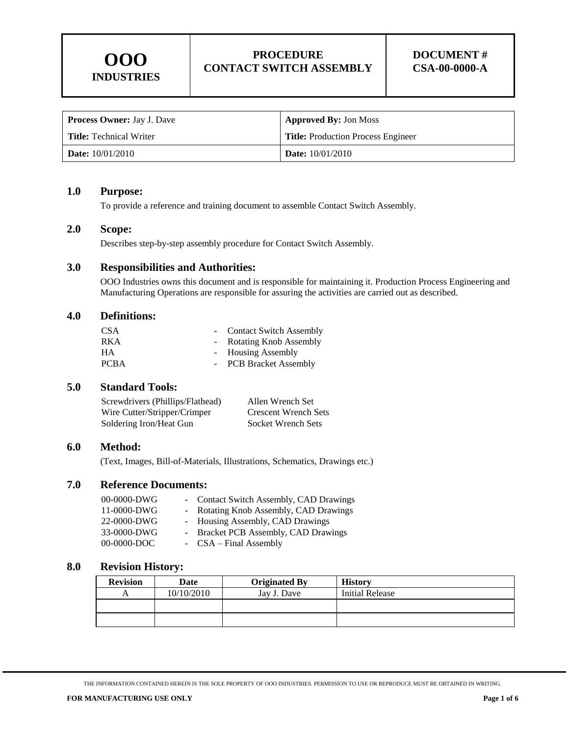| OOO INDUSTRIES | PROCEDURE CONTACT SWITCH ASSEMBLY | DOCUMENT # CSA-00-0000-A |
|---|---|---|

| **Process Owner:** Jay J. Dave | **Approved By:** Jon Moss |
|---|---|
| **Title:** Technical Writer | **Title:** Production Process Engineer |
| **Date:** 10/01/2010 | **Date:** 10/01/2010 |

## 1.0 Purpose:

To provide a reference and training document to assemble Contact Switch Assembly.

## 2.0 Scope:

Describes step-by-step assembly procedure for Contact Switch Assembly.

## 3.0 Responsibilities and Authorities:

OOO Industries owns this document and is responsible for maintaining it. Production Process Engineering and Manufacturing Operations are responsible for assuring the activities are carried out as described.

## 4.0 Definitions:

| | | |
|---|---|---|
| CSA | - | Contact Switch Assembly |
| RKA | - | Rotating Knob Assembly |
| HA | - | Housing Assembly |
| PCBA | - | PCB Bracket Assembly |

## 5.0 Standard Tools:

| | |
|---|---|
| Screwdrivers (Phillips/Flathead) | Allen Wrench Set |
| Wire Cutter/Stripper/Crimper | Crescent Wrench Sets |
| Soldering Iron/Heat Gun | Socket Wrench Sets |

## 6.0 Method:

(Text, Images, Bill-of-Materials, Illustrations, Schematics, Drawings etc.)

## 7.0 Reference Documents:

| | | |
|---|---|---|
| 00-0000-DWG | - | Contact Switch Assembly, CAD Drawings |
| 11-0000-DWG | - | Rotating Knob Assembly, CAD Drawings |
| 22-0000-DWG | - | Housing Assembly, CAD Drawings |
| 33-0000-DWG | - | Bracket PCB Assembly, CAD Drawings |
| 00-0000-DOC | - | CSA – Final Assembly |

## 8.0 Revision History:

| Revision | Date | Originated By | History |
|---|---|---|---|
| A | 10/10/2010 | Jay J. Dave | Initial Release |
| | | | |
| | | | |

THE INFORMATION CONTAINED HEREIN IS THE SOLE PROPERTY OF OOO INDUSTRIES. PERMISSION TO USE OR REPRODUCE MUST BE OBTAINED IN WRITING.

**FOR MANUFACTURING USE ONLY**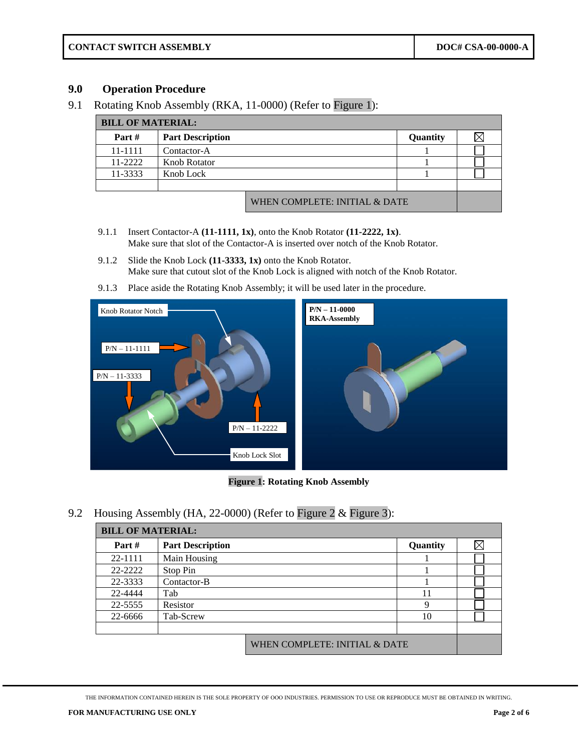## 9.0 Operation Procedure

9.1 Rotating Knob Assembly (RKA, 11-0000) (Refer to Figure 1):

| BILL OF MATERIAL: | | | |
|---|---|---|---|
| **Part #** | **Part Description** | **Quantity** | ☒ |
| 11-1111 | Contactor-A | 1 | ☐ |
| 11-2222 | Knob Rotator | 1 | ☐ |
| 11-3333 | Knob Lock | 1 | ☐ |
| | | | |
| | WHEN COMPLETE: INITIAL & DATE | | |

9.1.1 Insert Contactor-A **(11-1111, 1x)**, onto the Knob Rotator **(11-2222, 1x)**.
Make sure that slot of the Contactor-A is inserted over notch of the Knob Rotator.

9.1.2 Slide the Knob Lock **(11-3333, 1x)** onto the Knob Rotator.
Make sure that cutout slot of the Knob Lock is aligned with notch of the Knob Rotator.

9.1.3 Place aside the Rotating Knob Assembly; it will be used later in the procedure.

**Figure 1: Rotating Knob Assembly**

9.2 Housing Assembly (HA, 22-0000) (Refer to Figure 2 & Figure 3):

| BILL OF MATERIAL: | | | |
|---|---|---|---|
| **Part #** | **Part Description** | **Quantity** | ☒ |
| 22-1111 | Main Housing | 1 | ☐ |
| 22-2222 | Stop Pin | 1 | ☐ |
| 22-3333 | Contactor-B | 1 | ☐ |
| 22-4444 | Tab | 11 | ☐ |
| 22-5555 | Resistor | 9 | ☐ |
| 22-6666 | Tab-Screw | 10 | ☐ |
| | | | |
| | WHEN COMPLETE: INITIAL & DATE | | |

THE INFORMATION CONTAINED HEREIN IS THE SOLE PROPERTY OF OOO INDUSTRIES. PERMISSION TO USE OR REPRODUCE MUST BE OBTAINED IN WRITING.

**FOR MANUFACTURING USE ONLY**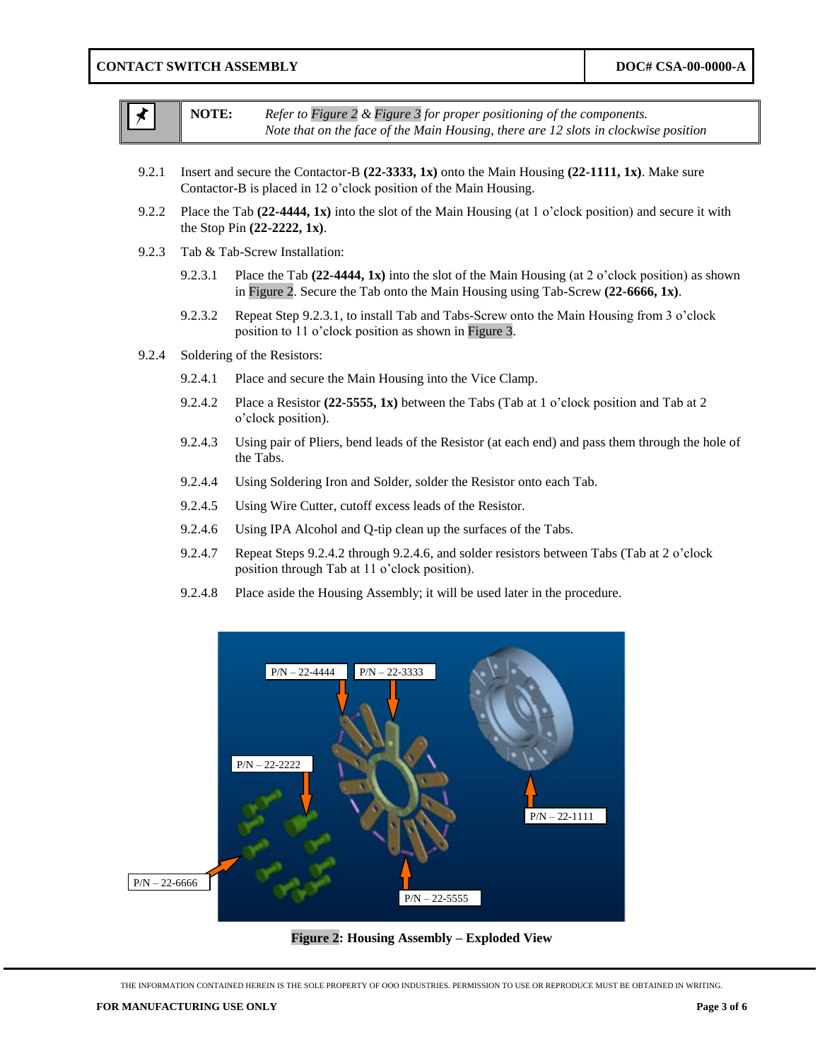**NOTE:** *Refer to Figure 2 & Figure 3 for proper positioning of the components.*
*Note that on the face of the Main Housing, there are 12 slots in clockwise position*

9.2.1 Insert and secure the Contactor-B **(22-3333, 1x)** onto the Main Housing **(22-1111, 1x)**. Make sure Contactor-B is placed in 12 o'clock position of the Main Housing.

9.2.2 Place the Tab **(22-4444, 1x)** into the slot of the Main Housing (at 1 o'clock position) and secure it with the Stop Pin **(22-2222, 1x)**.

9.2.3 Tab & Tab-Screw Installation:

- 9.2.3.1 Place the Tab **(22-4444, 1x)** into the slot of the Main Housing (at 2 o'clock position) as shown in Figure 2. Secure the Tab onto the Main Housing using Tab-Screw **(22-6666, 1x)**.
- 9.2.3.2 Repeat Step 9.2.3.1, to install Tab and Tabs-Screw onto the Main Housing from 3 o'clock position to 11 o'clock position as shown in Figure 3.

9.2.4 Soldering of the Resistors:

- 9.2.4.1 Place and secure the Main Housing into the Vice Clamp.
- 9.2.4.2 Place a Resistor **(22-5555, 1x)** between the Tabs (Tab at 1 o'clock position and Tab at 2 o'clock position).
- 9.2.4.3 Using pair of Pliers, bend leads of the Resistor (at each end) and pass them through the hole of the Tabs.
- 9.2.4.4 Using Soldering Iron and Solder, solder the Resistor onto each Tab.
- 9.2.4.5 Using Wire Cutter, cutoff excess leads of the Resistor.
- 9.2.4.6 Using IPA Alcohol and Q-tip clean up the surfaces of the Tabs.
- 9.2.4.7 Repeat Steps 9.2.4.2 through 9.2.4.6, and solder resistors between Tabs (Tab at 2 o'clock position through Tab at 11 o'clock position).
- 9.2.4.8 Place aside the Housing Assembly; it will be used later in the procedure.

**Figure 2: Housing Assembly – Exploded View**

THE INFORMATION CONTAINED HEREIN IS THE SOLE PROPERTY OF OOO INDUSTRIES. PERMISSION TO USE OR REPRODUCE MUST BE OBTAINED IN WRITING.

**FOR MANUFACTURING USE ONLY**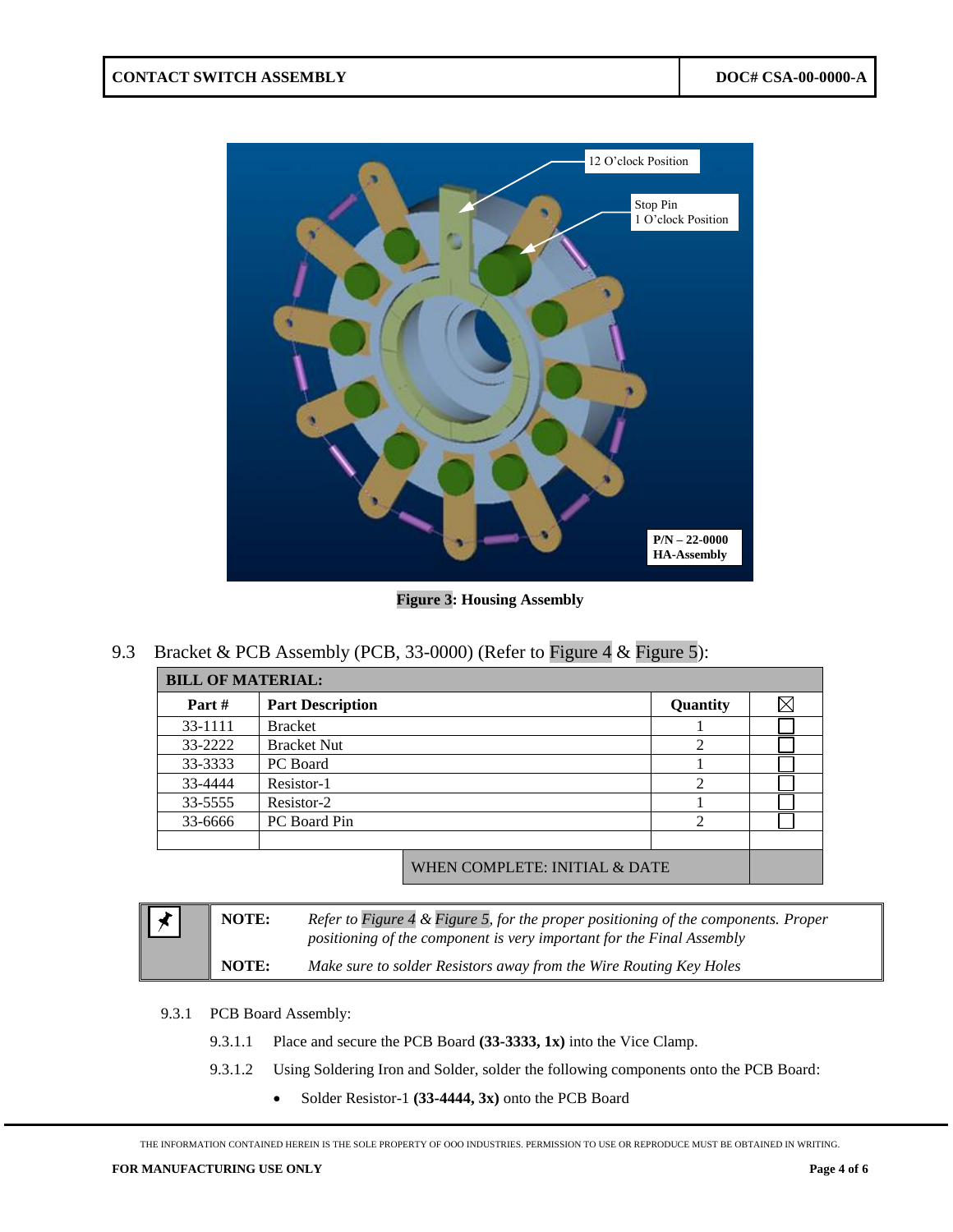Figure 3: Housing Assembly

9.3 Bracket & PCB Assembly (PCB, 33-0000) (Refer to Figure 4 & Figure 5):

| BILL OF MATERIAL: | | | |
|---|---|---|---|
| **Part #** | **Part Description** | **Quantity** | ☒ |
| 33-1111 | Bracket | 1 | ☐ |
| 33-2222 | Bracket Nut | 2 | ☐ |
| 33-3333 | PC Board | 1 | ☐ |
| 33-4444 | Resistor-1 | 2 | ☐ |
| 33-5555 | Resistor-2 | 1 | ☐ |
| 33-6666 | PC Board Pin | 2 | ☐ |
| | | | |
| | WHEN COMPLETE: INITIAL & DATE | | |

**NOTE:** *Refer to Figure 4 & Figure 5, for the proper positioning of the components. Proper positioning of the component is very important for the Final Assembly*

**NOTE:** *Make sure to solder Resistors away from the Wire Routing Key Holes*

9.3.1 PCB Board Assembly:

9.3.1.1 Place and secure the PCB Board **(33-3333, 1x)** into the Vice Clamp.

9.3.1.2 Using Soldering Iron and Solder, solder the following components onto the PCB Board:

- Solder Resistor-1 **(33-4444, 3x)** onto the PCB Board

THE INFORMATION CONTAINED HEREIN IS THE SOLE PROPERTY OF OOO INDUSTRIES. PERMISSION TO USE OR REPRODUCE MUST BE OBTAINED IN WRITING.

**FOR MANUFACTURING USE ONLY**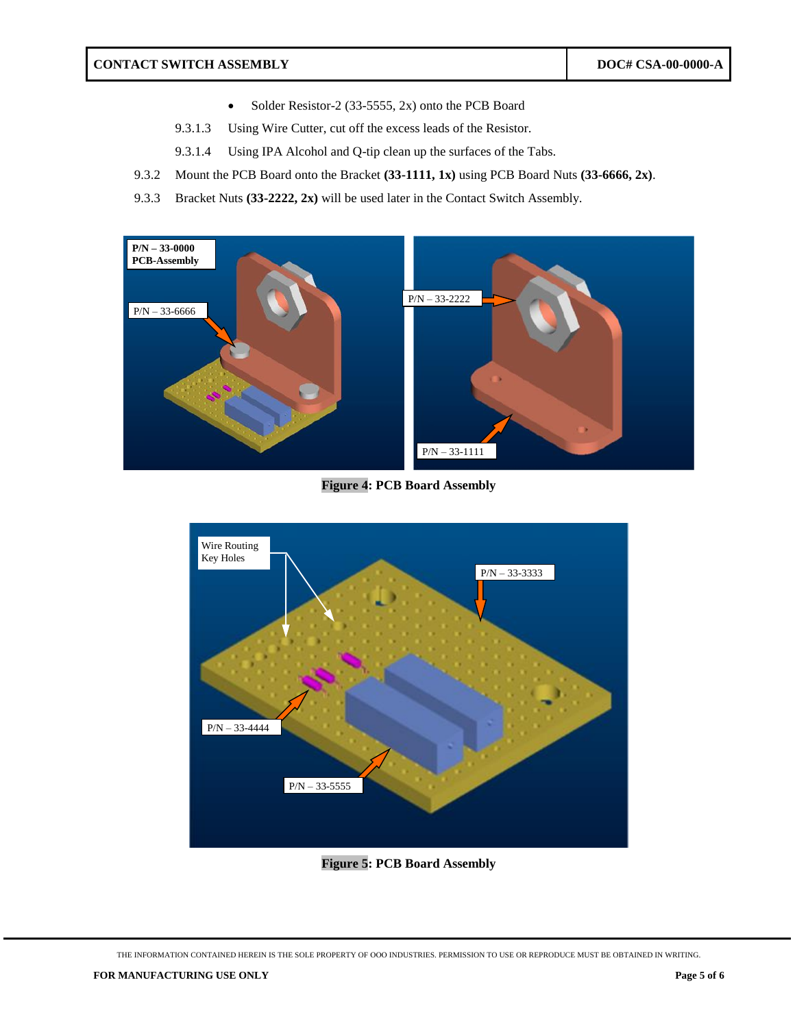- Solder Resistor-2 (33-5555, 2x) onto the PCB Board

9.3.1.3 Using Wire Cutter, cut off the excess leads of the Resistor.

9.3.1.4 Using IPA Alcohol and Q-tip clean up the surfaces of the Tabs.

9.3.2 Mount the PCB Board onto the Bracket **(33-1111, 1x)** using PCB Board Nuts **(33-6666, 2x)**.

9.3.3 Bracket Nuts **(33-2222, 2x)** will be used later in the Contact Switch Assembly.

**Figure 4: PCB Board Assembly**

**Figure 5: PCB Board Assembly**

THE INFORMATION CONTAINED HEREIN IS THE SOLE PROPERTY OF OOO INDUSTRIES. PERMISSION TO USE OR REPRODUCE MUST BE OBTAINED IN WRITING.

**FOR MANUFACTURING USE ONLY**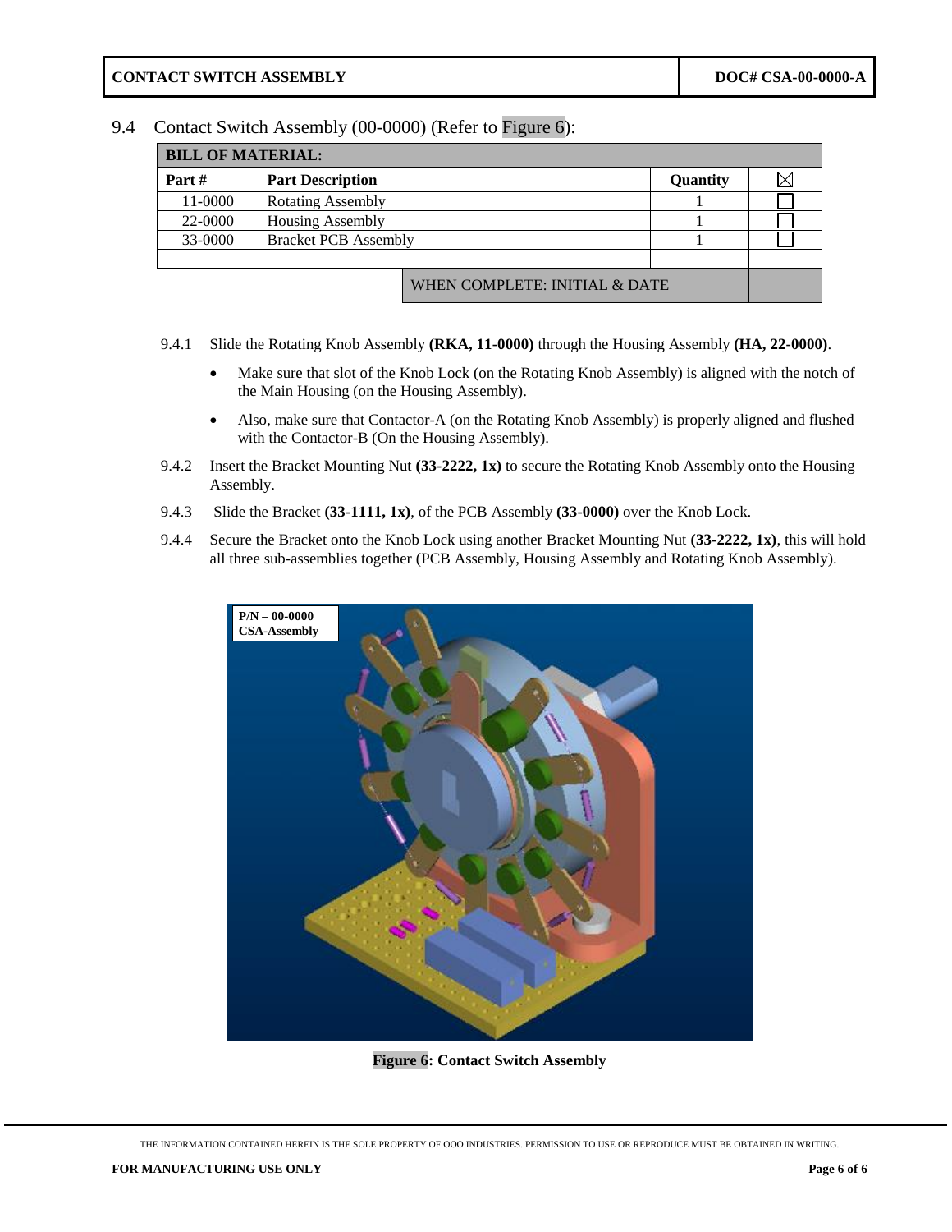## 9.4 Contact Switch Assembly (00-0000) (Refer to Figure 6):

| BILL OF MATERIAL: | | | |
|---|---|---|---|
| **Part #** | **Part Description** | **Quantity** | ☒ |
| 11-0000 | Rotating Assembly | 1 | ☐ |
| 22-0000 | Housing Assembly | 1 | ☐ |
| 33-0000 | Bracket PCB Assembly | 1 | ☐ |
| | | | |
| | WHEN COMPLETE: INITIAL & DATE | | |

9.4.1 Slide the Rotating Knob Assembly **(RKA, 11-0000)** through the Housing Assembly **(HA, 22-0000)**.

- Make sure that slot of the Knob Lock (on the Rotating Knob Assembly) is aligned with the notch of the Main Housing (on the Housing Assembly).
- Also, make sure that Contactor-A (on the Rotating Knob Assembly) is properly aligned and flushed with the Contactor-B (On the Housing Assembly).

9.4.2 Insert the Bracket Mounting Nut **(33-2222, 1x)** to secure the Rotating Knob Assembly onto the Housing Assembly.

9.4.3 Slide the Bracket **(33-1111, 1x)**, of the PCB Assembly **(33-0000)** over the Knob Lock.

9.4.4 Secure the Bracket onto the Knob Lock using another Bracket Mounting Nut **(33-2222, 1x)**, this will hold all three sub-assemblies together (PCB Assembly, Housing Assembly and Rotating Knob Assembly).

**P/N – 00-0000**
**CSA-Assembly**

**Figure 6: Contact Switch Assembly**

THE INFORMATION CONTAINED HEREIN IS THE SOLE PROPERTY OF OOO INDUSTRIES. PERMISSION TO USE OR REPRODUCE MUST BE OBTAINED IN WRITING.

**FOR MANUFACTURING USE ONLY**